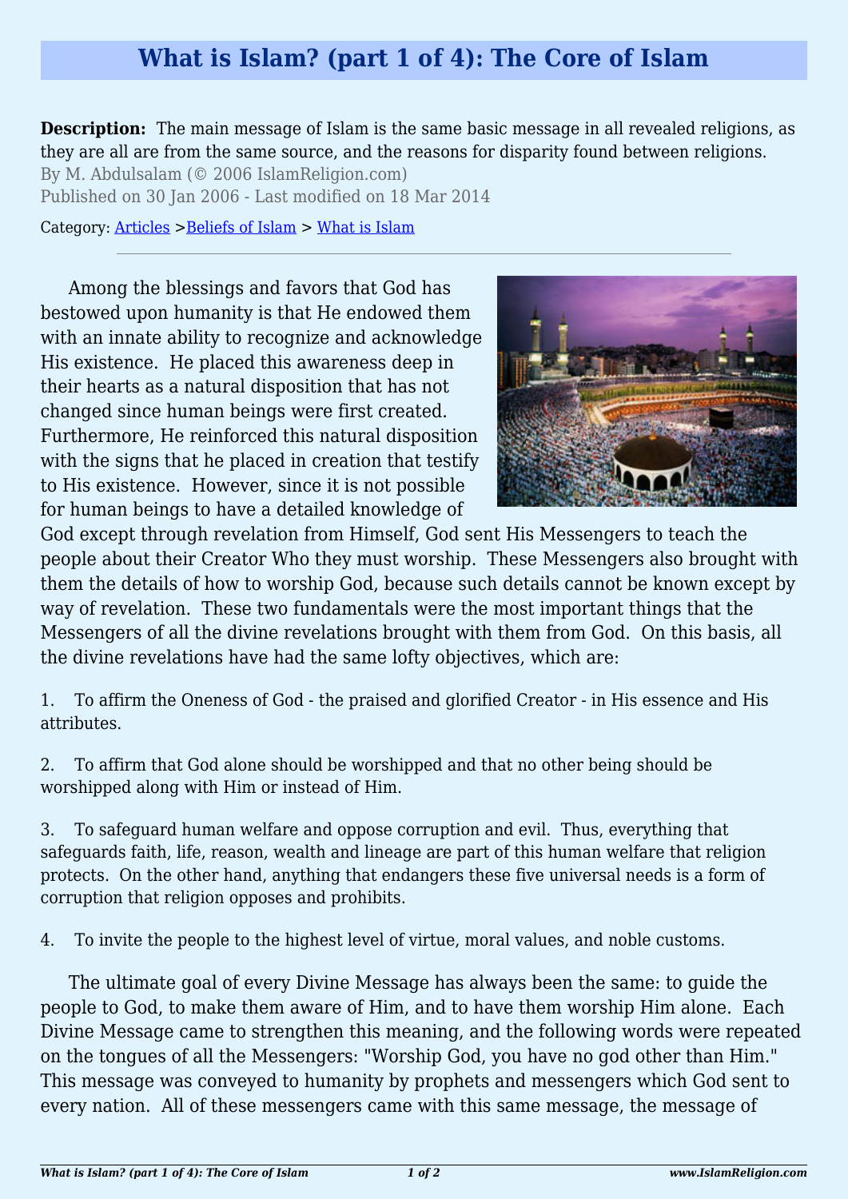# What is Islam? (part 1 of 4): The Core of Islam

**Description:** The main message of Islam is the same basic message in all revealed religions, as they are all are from the same source, and the reasons for disparity found between religions.

By M. Abdulsalam (© 2006 IslamReligion.com)

Published on 30 Jan 2006 - Last modified on 18 Mar 2014

Category: Articles >Beliefs of Islam > What is Islam

---

Among the blessings and favors that God has bestowed upon humanity is that He endowed them with an innate ability to recognize and acknowledge His existence. He placed this awareness deep in their hearts as a natural disposition that has not changed since human beings were first created. Furthermore, He reinforced this natural disposition with the signs that he placed in creation that testify to His existence. However, since it is not possible for human beings to have a detailed knowledge of God except through revelation from Himself, God sent His Messengers to teach the people about their Creator Who they must worship. These Messengers also brought with them the details of how to worship God, because such details cannot be known except by way of revelation. These two fundamentals were the most important things that the Messengers of all the divine revelations brought with them from God. On this basis, all the divine revelations have had the same lofty objectives, which are:

1. To affirm the Oneness of God - the praised and glorified Creator - in His essence and His attributes.

2. To affirm that God alone should be worshipped and that no other being should be worshipped along with Him or instead of Him.

3. To safeguard human welfare and oppose corruption and evil. Thus, everything that safeguards faith, life, reason, wealth and lineage are part of this human welfare that religion protects. On the other hand, anything that endangers these five universal needs is a form of corruption that religion opposes and prohibits.

4. To invite the people to the highest level of virtue, moral values, and noble customs.

The ultimate goal of every Divine Message has always been the same: to guide the people to God, to make them aware of Him, and to have them worship Him alone. Each Divine Message came to strengthen this meaning, and the following words were repeated on the tongues of all the Messengers: "Worship God, you have no god other than Him." This message was conveyed to humanity by prophets and messengers which God sent to every nation. All of these messengers came with this same message, the message of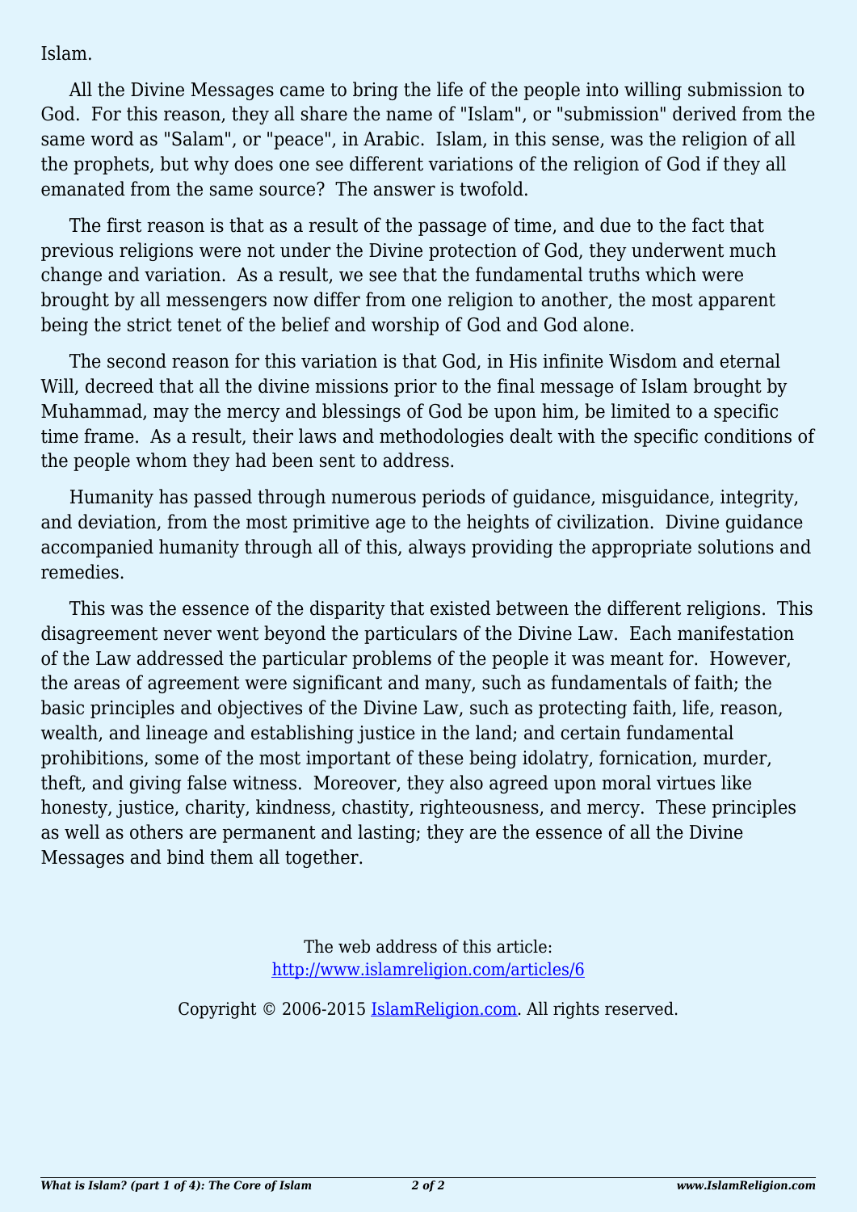Islam.

All the Divine Messages came to bring the life of the people into willing submission to God. For this reason, they all share the name of "Islam", or "submission" derived from the same word as "Salam", or "peace", in Arabic. Islam, in this sense, was the religion of all the prophets, but why does one see different variations of the religion of God if they all emanated from the same source? The answer is twofold.

The first reason is that as a result of the passage of time, and due to the fact that previous religions were not under the Divine protection of God, they underwent much change and variation. As a result, we see that the fundamental truths which were brought by all messengers now differ from one religion to another, the most apparent being the strict tenet of the belief and worship of God and God alone.

The second reason for this variation is that God, in His infinite Wisdom and eternal Will, decreed that all the divine missions prior to the final message of Islam brought by Muhammad, may the mercy and blessings of God be upon him, be limited to a specific time frame. As a result, their laws and methodologies dealt with the specific conditions of the people whom they had been sent to address.

Humanity has passed through numerous periods of guidance, misguidance, integrity, and deviation, from the most primitive age to the heights of civilization. Divine guidance accompanied humanity through all of this, always providing the appropriate solutions and remedies.

This was the essence of the disparity that existed between the different religions. This disagreement never went beyond the particulars of the Divine Law. Each manifestation of the Law addressed the particular problems of the people it was meant for. However, the areas of agreement were significant and many, such as fundamentals of faith; the basic principles and objectives of the Divine Law, such as protecting faith, life, reason, wealth, and lineage and establishing justice in the land; and certain fundamental prohibitions, some of the most important of these being idolatry, fornication, murder, theft, and giving false witness. Moreover, they also agreed upon moral virtues like honesty, justice, charity, kindness, chastity, righteousness, and mercy. These principles as well as others are permanent and lasting; they are the essence of all the Divine Messages and bind them all together.

The web address of this article:
http://www.islamreligion.com/articles/6

Copyright © 2006-2015 IslamReligion.com. All rights reserved.